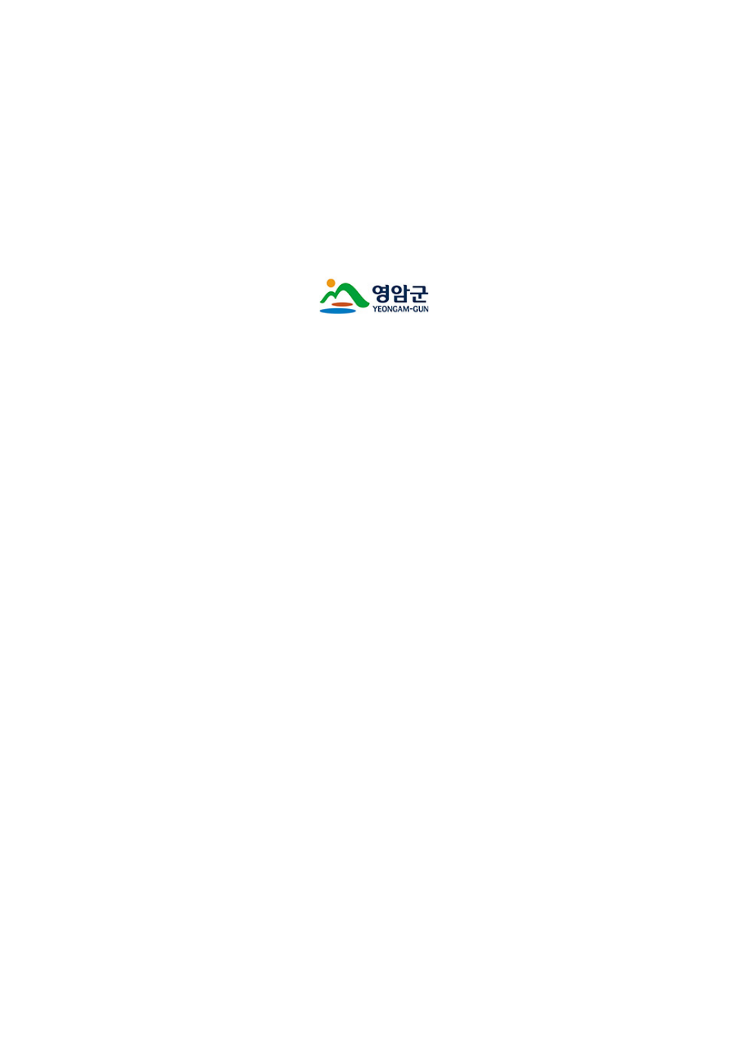영암군

YEONGAM-GUN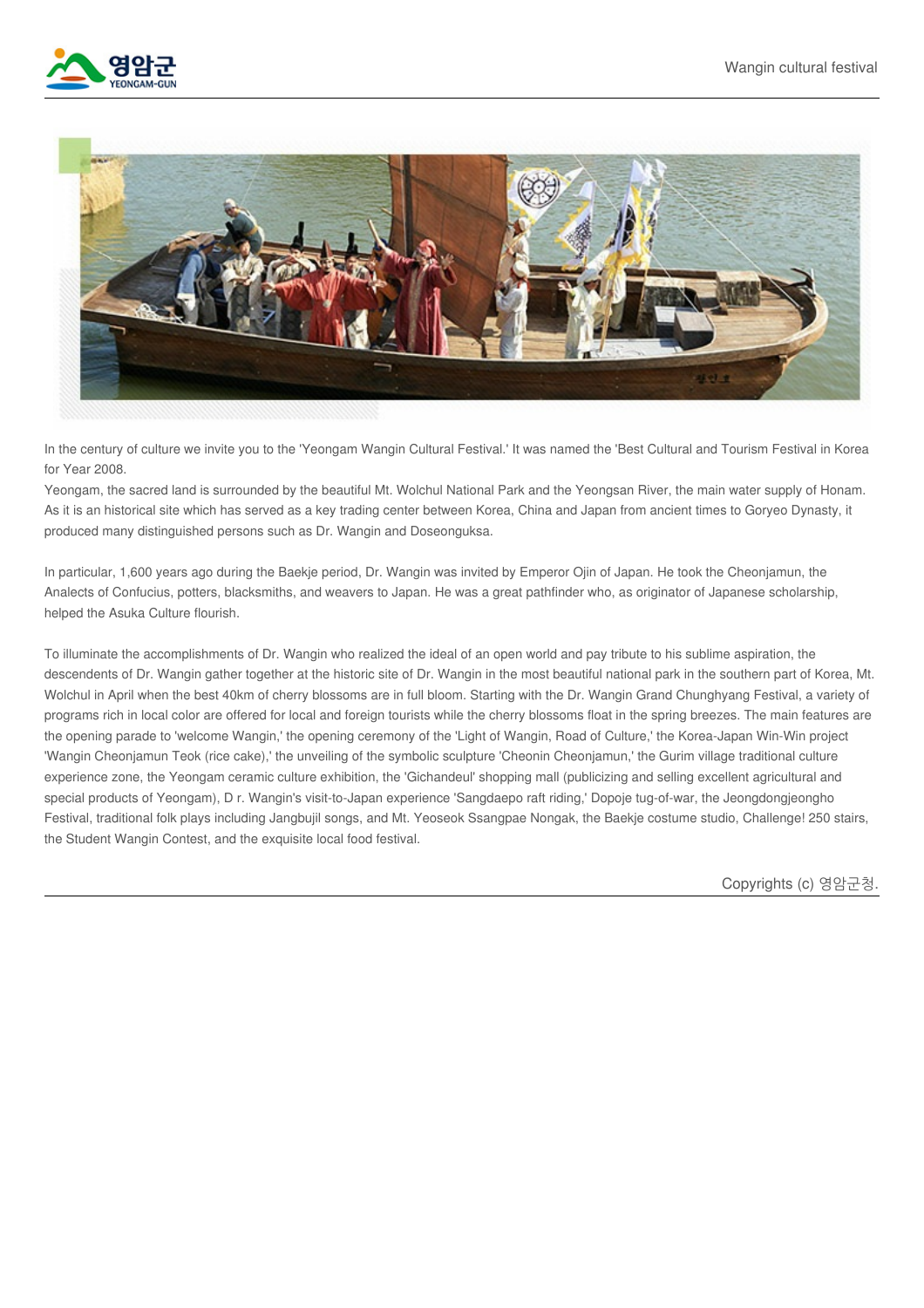In the century of culture we invite you to the 'Yeongam Wangin Cultural Festival.' It was named the 'Best Cultural and Tourism Festival in Korea for Year 2008.
Yeongam, the sacred land is surrounded by the beautiful Mt. Wolchul National Park and the Yeongsan River, the main water supply of Honam. As it is an historical site which has served as a key trading center between Korea, China and Japan from ancient times to Goryeo Dynasty, it produced many distinguished persons such as Dr. Wangin and Doseonguksa.

In particular, 1,600 years ago during the Baekje period, Dr. Wangin was invited by Emperor Ojin of Japan. He took the Cheonjamun, the Analects of Confucius, potters, blacksmiths, and weavers to Japan. He was a great pathfinder who, as originator of Japanese scholarship, helped the Asuka Culture flourish.

To illuminate the accomplishments of Dr. Wangin who realized the ideal of an open world and pay tribute to his sublime aspiration, the descendents of Dr. Wangin gather together at the historic site of Dr. Wangin in the most beautiful national park in the southern part of Korea, Mt. Wolchul in April when the best 40km of cherry blossoms are in full bloom. Starting with the Dr. Wangin Grand Chunghyang Festival, a variety of programs rich in local color are offered for local and foreign tourists while the cherry blossoms float in the spring breezes. The main features are the opening parade to 'welcome Wangin,' the opening ceremony of the 'Light of Wangin, Road of Culture,' the Korea-Japan Win-Win project 'Wangin Cheonjamun Teok (rice cake),' the unveiling of the symbolic sculpture 'Cheonin Cheonjamun,' the Gurim village traditional culture experience zone, the Yeongam ceramic culture exhibition, the 'Gichandeul' shopping mall (publicizing and selling excellent agricultural and special products of Yeongam), D r. Wangin's visit-to-Japan experience 'Sangdaepo raft riding,' Dopoje tug-of-war, the Jeongdongjeongho Festival, traditional folk plays including Jangbujil songs, and Mt. Yeoseok Ssangpae Nongak, the Baekje costume studio, Challenge! 250 stairs, the Student Wangin Contest, and the exquisite local food festival.

Copyrights (c) 영암군청.